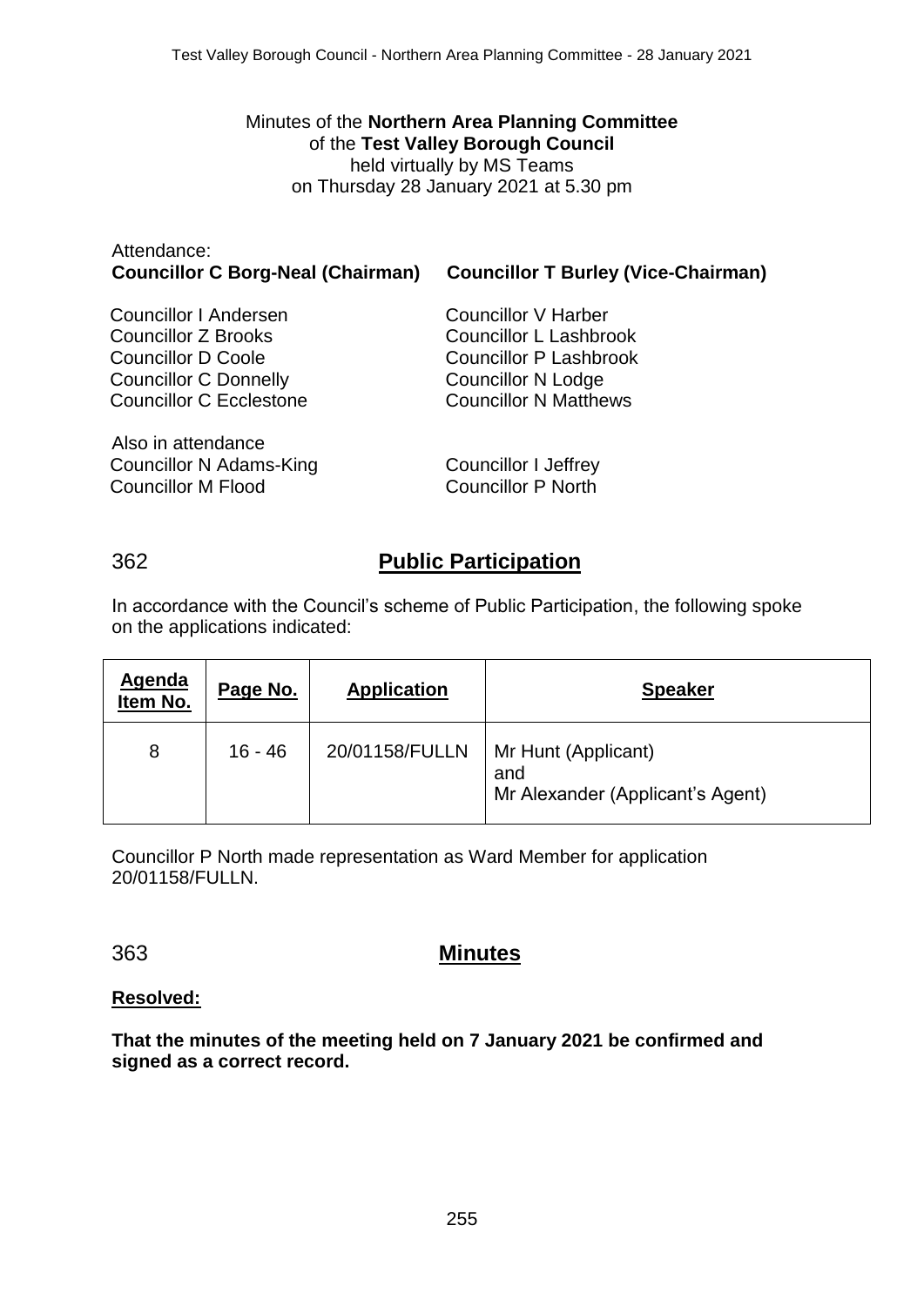Minutes of the **Northern Area Planning Committee**
of the **Test Valley Borough Council**
held virtually by MS Teams
on Thursday 28 January 2021 at 5.30 pm

Attendance:

**Councillor C Borg-Neal (Chairman)** **Councillor T Burley (Vice-Chairman)**

Councillor I Andersen
Councillor Z Brooks
Councillor D Coole
Councillor C Donnelly
Councillor C Ecclestone
Councillor V Harber
Councillor L Lashbrook
Councillor P Lashbrook
Councillor N Lodge
Councillor N Matthews

Also in attendance

Councillor N Adams-King
Councillor M Flood
Councillor I Jeffrey
Councillor P North

## 362 **Public Participation**

In accordance with the Council's scheme of Public Participation, the following spoke on the applications indicated:

| Agenda Item No. | Page No. | Application | Speaker |
|---|---|---|---|
| 8 | 16 - 46 | 20/01158/FULLN | Mr Hunt (Applicant) and Mr Alexander (Applicant's Agent) |

Councillor P North made representation as Ward Member for application 20/01158/FULLN.

## 363 **Minutes**

**Resolved:**

**That the minutes of the meeting held on 7 January 2021 be confirmed and signed as a correct record.**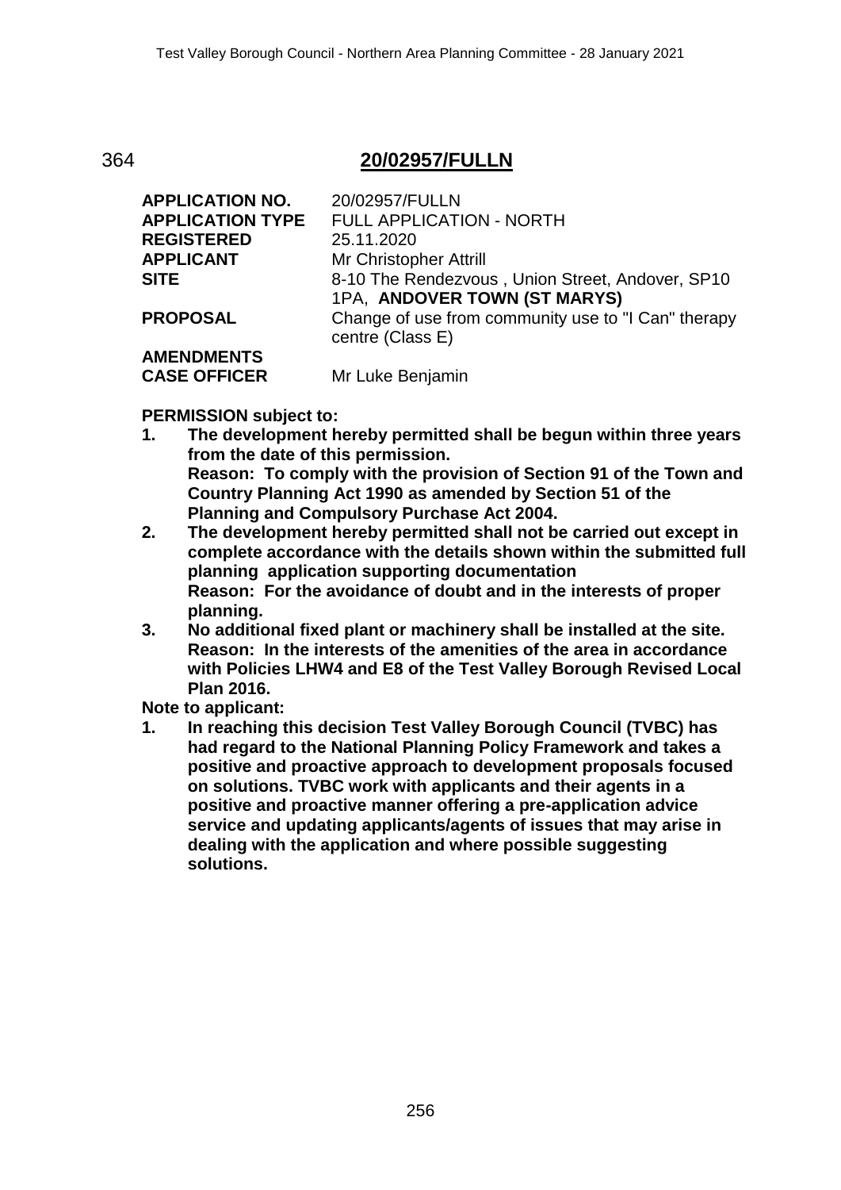364 **20/02957/FULLN**

| | |
|---|---|
| **APPLICATION NO.** | 20/02957/FULLN |
| **APPLICATION TYPE** | FULL APPLICATION - NORTH |
| **REGISTERED** | 25.11.2020 |
| **APPLICANT** | Mr Christopher Attrill |
| **SITE** | 8-10 The Rendezvous , Union Street, Andover, SP10 1PA, **ANDOVER TOWN (ST MARYS)** |
| **PROPOSAL** | Change of use from community use to "I Can" therapy centre (Class E) |
| **AMENDMENTS** | |
| **CASE OFFICER** | Mr Luke Benjamin |

**PERMISSION subject to:**

1. **The development hereby permitted shall be begun within three years from the date of this permission.**
   **Reason: To comply with the provision of Section 91 of the Town and Country Planning Act 1990 as amended by Section 51 of the Planning and Compulsory Purchase Act 2004.**
2. **The development hereby permitted shall not be carried out except in complete accordance with the details shown within the submitted full planning application supporting documentation**
   **Reason: For the avoidance of doubt and in the interests of proper planning.**
3. **No additional fixed plant or machinery shall be installed at the site.**
   **Reason: In the interests of the amenities of the area in accordance with Policies LHW4 and E8 of the Test Valley Borough Revised Local Plan 2016.**

**Note to applicant:**

1. **In reaching this decision Test Valley Borough Council (TVBC) has had regard to the National Planning Policy Framework and takes a positive and proactive approach to development proposals focused on solutions. TVBC work with applicants and their agents in a positive and proactive manner offering a pre-application advice service and updating applicants/agents of issues that may arise in dealing with the application and where possible suggesting solutions.**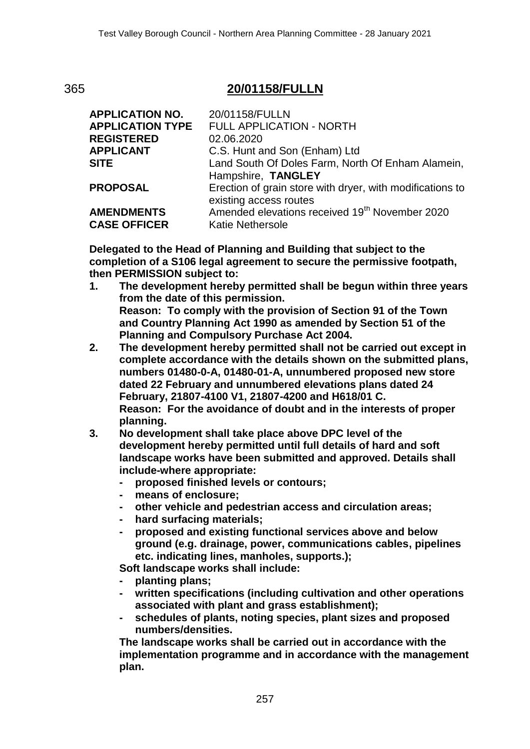## 365 20/01158/FULLN

| | |
|---|---|
| **APPLICATION NO.** | 20/01158/FULLN |
| **APPLICATION TYPE** | FULL APPLICATION - NORTH |
| **REGISTERED** | 02.06.2020 |
| **APPLICANT** | C.S. Hunt and Son (Enham) Ltd |
| **SITE** | Land South Of Doles Farm, North Of Enham Alamein, Hampshire, **TANGLEY** |
| **PROPOSAL** | Erection of grain store with dryer, with modifications to existing access routes |
| **AMENDMENTS** | Amended elevations received 19th November 2020 |
| **CASE OFFICER** | Katie Nethersole |

**Delegated to the Head of Planning and Building that subject to the completion of a S106 legal agreement to secure the permissive footpath, then PERMISSION subject to:**

1. **The development hereby permitted shall be begun within three years from the date of this permission.**
   **Reason: To comply with the provision of Section 91 of the Town and Country Planning Act 1990 as amended by Section 51 of the Planning and Compulsory Purchase Act 2004.**
2. **The development hereby permitted shall not be carried out except in complete accordance with the details shown on the submitted plans, numbers 01480-0-A, 01480-01-A, unnumbered proposed new store dated 22 February and unnumbered elevations plans dated 24 February, 21807-4100 V1, 21807-4200 and H618/01 C.**
   **Reason: For the avoidance of doubt and in the interests of proper planning.**
3. **No development shall take place above DPC level of the development hereby permitted until full details of hard and soft landscape works have been submitted and approved. Details shall include-where appropriate:**
   - **proposed finished levels or contours;**
   - **means of enclosure;**
   - **other vehicle and pedestrian access and circulation areas;**
   - **hard surfacing materials;**
   - **proposed and existing functional services above and below ground (e.g. drainage, power, communications cables, pipelines etc. indicating lines, manholes, supports.);**

   **Soft landscape works shall include:**
   - **planting plans;**
   - **written specifications (including cultivation and other operations associated with plant and grass establishment);**
   - **schedules of plants, noting species, plant sizes and proposed numbers/densities.**

   **The landscape works shall be carried out in accordance with the implementation programme and in accordance with the management plan.**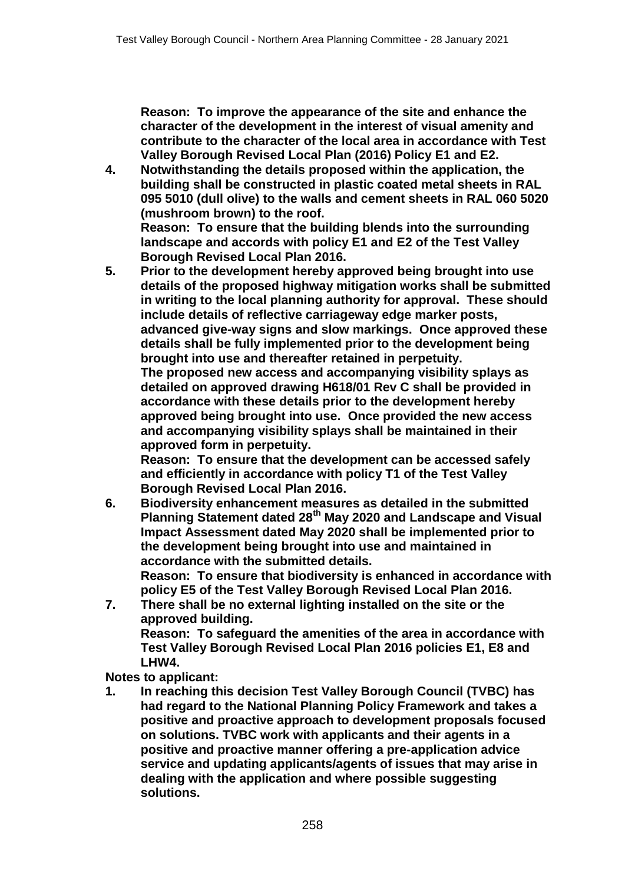**Reason: To improve the appearance of the site and enhance the character of the development in the interest of visual amenity and contribute to the character of the local area in accordance with Test Valley Borough Revised Local Plan (2016) Policy E1 and E2.**

4. **Notwithstanding the details proposed within the application, the building shall be constructed in plastic coated metal sheets in RAL 095 5010 (dull olive) to the walls and cement sheets in RAL 060 5020 (mushroom brown) to the roof.**
   **Reason: To ensure that the building blends into the surrounding landscape and accords with policy E1 and E2 of the Test Valley Borough Revised Local Plan 2016.**
5. **Prior to the development hereby approved being brought into use details of the proposed highway mitigation works shall be submitted in writing to the local planning authority for approval. These should include details of reflective carriageway edge marker posts, advanced give-way signs and slow markings. Once approved these details shall be fully implemented prior to the development being brought into use and thereafter retained in perpetuity.**
   **The proposed new access and accompanying visibility splays as detailed on approved drawing H618/01 Rev C shall be provided in accordance with these details prior to the development hereby approved being brought into use. Once provided the new access and accompanying visibility splays shall be maintained in their approved form in perpetuity.**
   **Reason: To ensure that the development can be accessed safely and efficiently in accordance with policy T1 of the Test Valley Borough Revised Local Plan 2016.**
6. **Biodiversity enhancement measures as detailed in the submitted Planning Statement dated 28th May 2020 and Landscape and Visual Impact Assessment dated May 2020 shall be implemented prior to the development being brought into use and maintained in accordance with the submitted details.**
   **Reason: To ensure that biodiversity is enhanced in accordance with policy E5 of the Test Valley Borough Revised Local Plan 2016.**
7. **There shall be no external lighting installed on the site or the approved building.**
   **Reason: To safeguard the amenities of the area in accordance with Test Valley Borough Revised Local Plan 2016 policies E1, E8 and LHW4.**

**Notes to applicant:**

1. **In reaching this decision Test Valley Borough Council (TVBC) has had regard to the National Planning Policy Framework and takes a positive and proactive approach to development proposals focused on solutions. TVBC work with applicants and their agents in a positive and proactive manner offering a pre-application advice service and updating applicants/agents of issues that may arise in dealing with the application and where possible suggesting solutions.**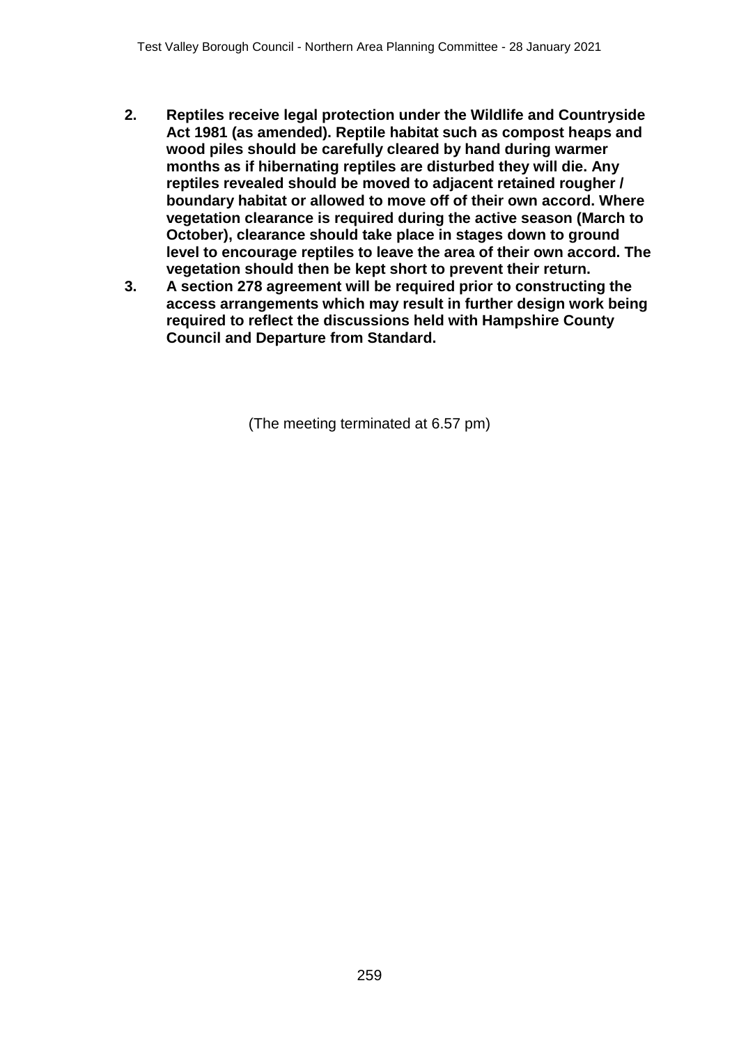2. **Reptiles receive legal protection under the Wildlife and Countryside Act 1981 (as amended). Reptile habitat such as compost heaps and wood piles should be carefully cleared by hand during warmer months as if hibernating reptiles are disturbed they will die. Any reptiles revealed should be moved to adjacent retained rougher / boundary habitat or allowed to move off of their own accord. Where vegetation clearance is required during the active season (March to October), clearance should take place in stages down to ground level to encourage reptiles to leave the area of their own accord. The vegetation should then be kept short to prevent their return.**
3. **A section 278 agreement will be required prior to constructing the access arrangements which may result in further design work being required to reflect the discussions held with Hampshire County Council and Departure from Standard.**

(The meeting terminated at 6.57 pm)